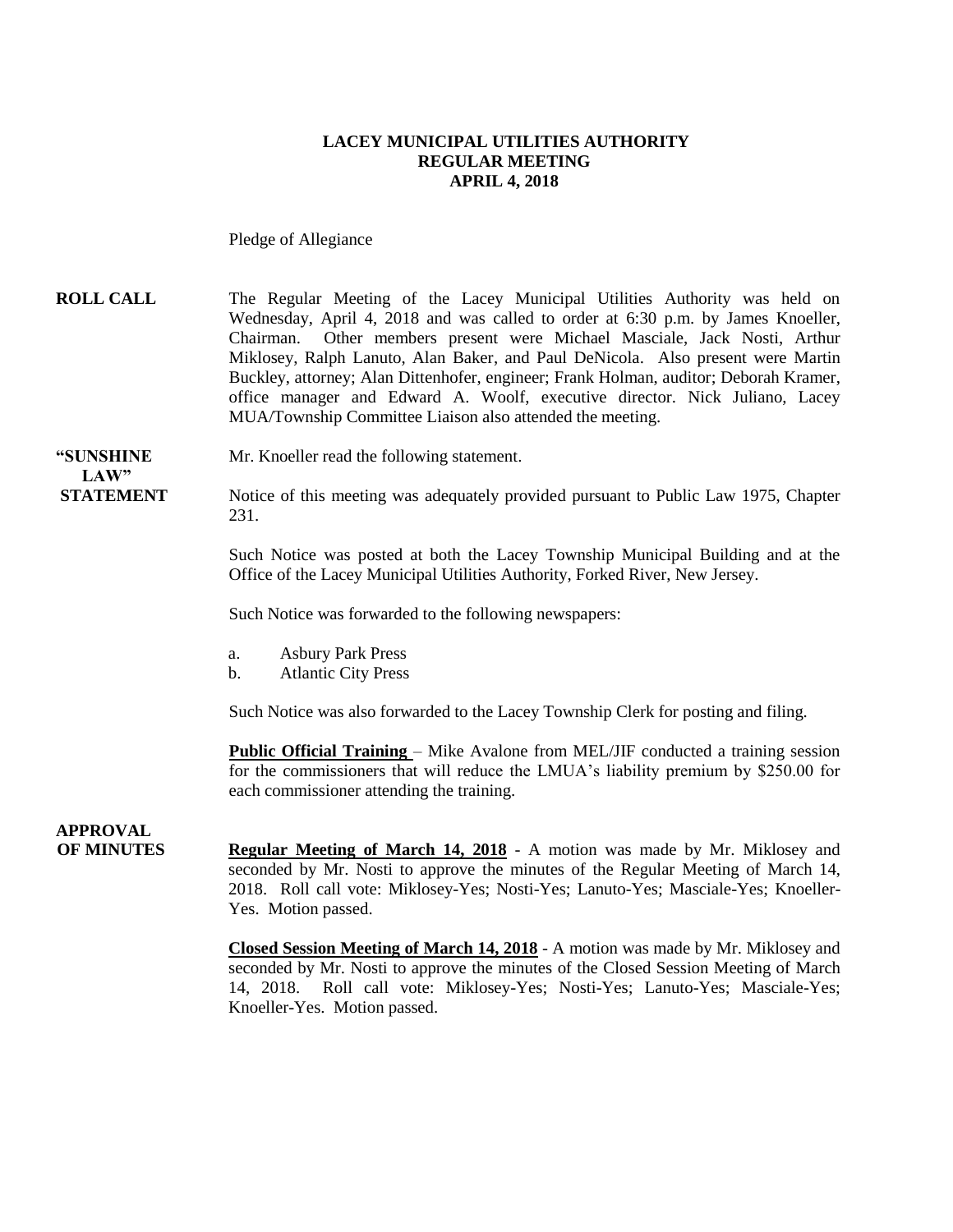# LACEY MUNICIPAL UTILITIES AUTHORITY
## REGULAR MEETING
## APRIL 4, 2018

Pledge of Allegiance

**ROLL CALL** The Regular Meeting of the Lacey Municipal Utilities Authority was held on Wednesday, April 4, 2018 and was called to order at 6:30 p.m. by James Knoeller, Chairman. Other members present were Michael Masciale, Jack Nosti, Arthur Miklosey, Ralph Lanuto, Alan Baker, and Paul DeNicola. Also present were Martin Buckley, attorney; Alan Dittenhofer, engineer; Frank Holman, auditor; Deborah Kramer, office manager and Edward A. Woolf, executive director. Nick Juliano, Lacey MUA/Township Committee Liaison also attended the meeting.

**"SUNSHINE LAW" STATEMENT** Mr. Knoeller read the following statement.

Notice of this meeting was adequately provided pursuant to Public Law 1975, Chapter 231.

Such Notice was posted at both the Lacey Township Municipal Building and at the Office of the Lacey Municipal Utilities Authority, Forked River, New Jersey.

Such Notice was forwarded to the following newspapers:

a. Asbury Park Press
b. Atlantic City Press

Such Notice was also forwarded to the Lacey Township Clerk for posting and filing.

**Public Official Training** – Mike Avalone from MEL/JIF conducted a training session for the commissioners that will reduce the LMUA's liability premium by $250.00 for each commissioner attending the training.

**APPROVAL OF MINUTES**

**Regular Meeting of March 14, 2018** - A motion was made by Mr. Miklosey and seconded by Mr. Nosti to approve the minutes of the Regular Meeting of March 14, 2018. Roll call vote: Miklosey-Yes; Nosti-Yes; Lanuto-Yes; Masciale-Yes; Knoeller-Yes. Motion passed.

**Closed Session Meeting of March 14, 2018** - A motion was made by Mr. Miklosey and seconded by Mr. Nosti to approve the minutes of the Closed Session Meeting of March 14, 2018. Roll call vote: Miklosey-Yes; Nosti-Yes; Lanuto-Yes; Masciale-Yes; Knoeller-Yes. Motion passed.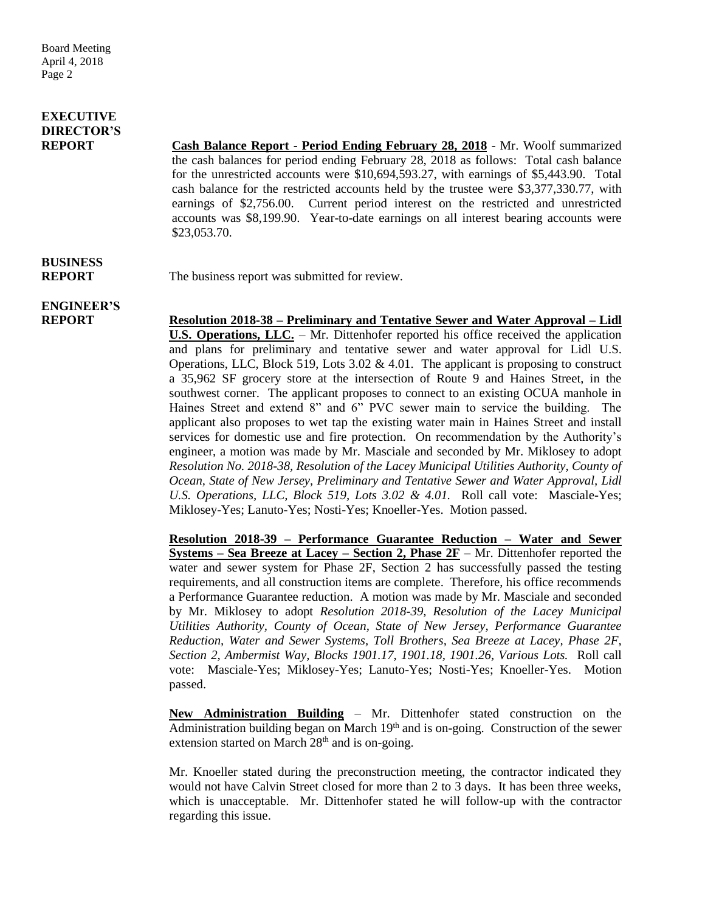## EXECUTIVE DIRECTOR'S REPORT

**Cash Balance Report - Period Ending February 28, 2018** - Mr. Woolf summarized the cash balances for period ending February 28, 2018 as follows: Total cash balance for the unrestricted accounts were $10,694,593.27, with earnings of $5,443.90. Total cash balance for the restricted accounts held by the trustee were $3,377,330.77, with earnings of $2,756.00. Current period interest on the restricted and unrestricted accounts was $8,199.90. Year-to-date earnings on all interest bearing accounts were $23,053.70.

## BUSINESS REPORT

The business report was submitted for review.

## ENGINEER'S REPORT

**Resolution 2018-38 – Preliminary and Tentative Sewer and Water Approval – Lidl U.S. Operations, LLC.** – Mr. Dittenhofer reported his office received the application and plans for preliminary and tentative sewer and water approval for Lidl U.S. Operations, LLC, Block 519, Lots 3.02 & 4.01. The applicant is proposing to construct a 35,962 SF grocery store at the intersection of Route 9 and Haines Street, in the southwest corner. The applicant proposes to connect to an existing OCUA manhole in Haines Street and extend 8" and 6" PVC sewer main to service the building. The applicant also proposes to wet tap the existing water main in Haines Street and install services for domestic use and fire protection. On recommendation by the Authority's engineer, a motion was made by Mr. Masciale and seconded by Mr. Miklosey to adopt *Resolution No. 2018-38, Resolution of the Lacey Municipal Utilities Authority, County of Ocean, State of New Jersey, Preliminary and Tentative Sewer and Water Approval, Lidl U.S. Operations, LLC, Block 519, Lots 3.02 & 4.01.* Roll call vote: Masciale-Yes; Miklosey-Yes; Lanuto-Yes; Nosti-Yes; Knoeller-Yes. Motion passed.

**Resolution 2018-39 – Performance Guarantee Reduction – Water and Sewer Systems – Sea Breeze at Lacey – Section 2, Phase 2F** – Mr. Dittenhofer reported the water and sewer system for Phase 2F, Section 2 has successfully passed the testing requirements, and all construction items are complete. Therefore, his office recommends a Performance Guarantee reduction. A motion was made by Mr. Masciale and seconded by Mr. Miklosey to adopt *Resolution 2018-39, Resolution of the Lacey Municipal Utilities Authority, County of Ocean, State of New Jersey, Performance Guarantee Reduction, Water and Sewer Systems, Toll Brothers, Sea Breeze at Lacey, Phase 2F, Section 2, Ambermist Way, Blocks 1901.17, 1901.18, 1901.26, Various Lots.* Roll call vote: Masciale-Yes; Miklosey-Yes; Lanuto-Yes; Nosti-Yes; Knoeller-Yes. Motion passed.

**New Administration Building** – Mr. Dittenhofer stated construction on the Administration building began on March 19th and is on-going. Construction of the sewer extension started on March 28th and is on-going.

Mr. Knoeller stated during the preconstruction meeting, the contractor indicated they would not have Calvin Street closed for more than 2 to 3 days. It has been three weeks, which is unacceptable. Mr. Dittenhofer stated he will follow-up with the contractor regarding this issue.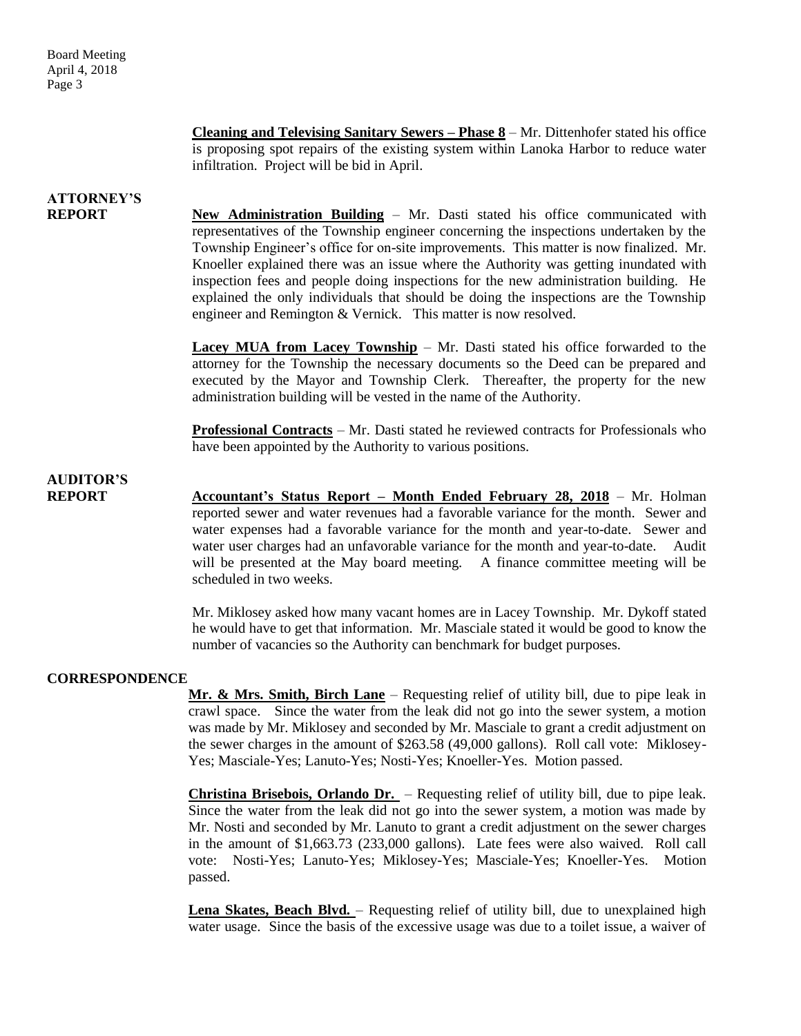**Cleaning and Televising Sanitary Sewers – Phase 8** – Mr. Dittenhofer stated his office is proposing spot repairs of the existing system within Lanoka Harbor to reduce water infiltration. Project will be bid in April.

## ATTORNEY'S REPORT

**New Administration Building** – Mr. Dasti stated his office communicated with representatives of the Township engineer concerning the inspections undertaken by the Township Engineer's office for on-site improvements. This matter is now finalized. Mr. Knoeller explained there was an issue where the Authority was getting inundated with inspection fees and people doing inspections for the new administration building. He explained the only individuals that should be doing the inspections are the Township engineer and Remington & Vernick. This matter is now resolved.

**Lacey MUA from Lacey Township** – Mr. Dasti stated his office forwarded to the attorney for the Township the necessary documents so the Deed can be prepared and executed by the Mayor and Township Clerk. Thereafter, the property for the new administration building will be vested in the name of the Authority.

**Professional Contracts** – Mr. Dasti stated he reviewed contracts for Professionals who have been appointed by the Authority to various positions.

## AUDITOR'S REPORT

**Accountant's Status Report – Month Ended February 28, 2018** – Mr. Holman reported sewer and water revenues had a favorable variance for the month. Sewer and water expenses had a favorable variance for the month and year-to-date. Sewer and water user charges had an unfavorable variance for the month and year-to-date. Audit will be presented at the May board meeting. A finance committee meeting will be scheduled in two weeks.

Mr. Miklosey asked how many vacant homes are in Lacey Township. Mr. Dykoff stated he would have to get that information. Mr. Masciale stated it would be good to know the number of vacancies so the Authority can benchmark for budget purposes.

## CORRESPONDENCE

**Mr. & Mrs. Smith, Birch Lane** – Requesting relief of utility bill, due to pipe leak in crawl space. Since the water from the leak did not go into the sewer system, a motion was made by Mr. Miklosey and seconded by Mr. Masciale to grant a credit adjustment on the sewer charges in the amount of $263.58 (49,000 gallons). Roll call vote: Miklosey-Yes; Masciale-Yes; Lanuto-Yes; Nosti-Yes; Knoeller-Yes. Motion passed.

**Christina Brisebois, Orlando Dr.** – Requesting relief of utility bill, due to pipe leak. Since the water from the leak did not go into the sewer system, a motion was made by Mr. Nosti and seconded by Mr. Lanuto to grant a credit adjustment on the sewer charges in the amount of $1,663.73 (233,000 gallons). Late fees were also waived. Roll call vote: Nosti-Yes; Lanuto-Yes; Miklosey-Yes; Masciale-Yes; Knoeller-Yes. Motion passed.

**Lena Skates, Beach Blvd.** – Requesting relief of utility bill, due to unexplained high water usage. Since the basis of the excessive usage was due to a toilet issue, a waiver of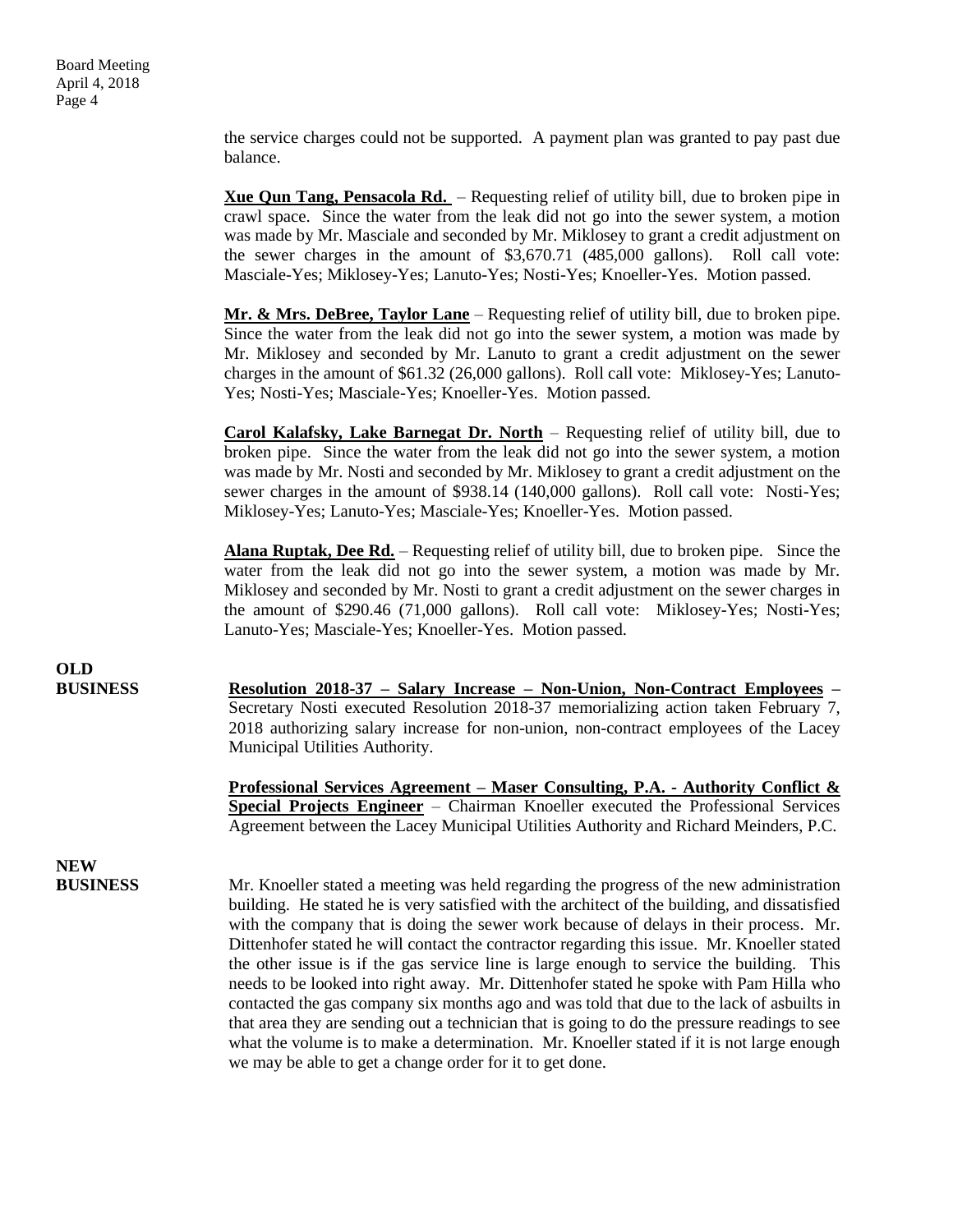the service charges could not be supported. A payment plan was granted to pay past due balance.

**Xue Qun Tang, Pensacola Rd.** – Requesting relief of utility bill, due to broken pipe in crawl space. Since the water from the leak did not go into the sewer system, a motion was made by Mr. Masciale and seconded by Mr. Miklosey to grant a credit adjustment on the sewer charges in the amount of $3,670.71 (485,000 gallons). Roll call vote: Masciale-Yes; Miklosey-Yes; Lanuto-Yes; Nosti-Yes; Knoeller-Yes. Motion passed.

**Mr. & Mrs. DeBree, Taylor Lane** – Requesting relief of utility bill, due to broken pipe. Since the water from the leak did not go into the sewer system, a motion was made by Mr. Miklosey and seconded by Mr. Lanuto to grant a credit adjustment on the sewer charges in the amount of $61.32 (26,000 gallons). Roll call vote: Miklosey-Yes; Lanuto-Yes; Nosti-Yes; Masciale-Yes; Knoeller-Yes. Motion passed.

**Carol Kalafsky, Lake Barnegat Dr. North** – Requesting relief of utility bill, due to broken pipe. Since the water from the leak did not go into the sewer system, a motion was made by Mr. Nosti and seconded by Mr. Miklosey to grant a credit adjustment on the sewer charges in the amount of $938.14 (140,000 gallons). Roll call vote: Nosti-Yes; Miklosey-Yes; Lanuto-Yes; Masciale-Yes; Knoeller-Yes. Motion passed.

**Alana Ruptak, Dee Rd.** – Requesting relief of utility bill, due to broken pipe. Since the water from the leak did not go into the sewer system, a motion was made by Mr. Miklosey and seconded by Mr. Nosti to grant a credit adjustment on the sewer charges in the amount of $290.46 (71,000 gallons). Roll call vote: Miklosey-Yes; Nosti-Yes; Lanuto-Yes; Masciale-Yes; Knoeller-Yes. Motion passed.

## OLD BUSINESS

**Resolution 2018-37 – Salary Increase – Non-Union, Non-Contract Employees** – Secretary Nosti executed Resolution 2018-37 memorializing action taken February 7, 2018 authorizing salary increase for non-union, non-contract employees of the Lacey Municipal Utilities Authority.

**Professional Services Agreement – Maser Consulting, P.A. - Authority Conflict & Special Projects Engineer** – Chairman Knoeller executed the Professional Services Agreement between the Lacey Municipal Utilities Authority and Richard Meinders, P.C.

## NEW BUSINESS

Mr. Knoeller stated a meeting was held regarding the progress of the new administration building. He stated he is very satisfied with the architect of the building, and dissatisfied with the company that is doing the sewer work because of delays in their process. Mr. Dittenhofer stated he will contact the contractor regarding this issue. Mr. Knoeller stated the other issue is if the gas service line is large enough to service the building. This needs to be looked into right away. Mr. Dittenhofer stated he spoke with Pam Hilla who contacted the gas company six months ago and was told that due to the lack of asbuilts in that area they are sending out a technician that is going to do the pressure readings to see what the volume is to make a determination. Mr. Knoeller stated if it is not large enough we may be able to get a change order for it to get done.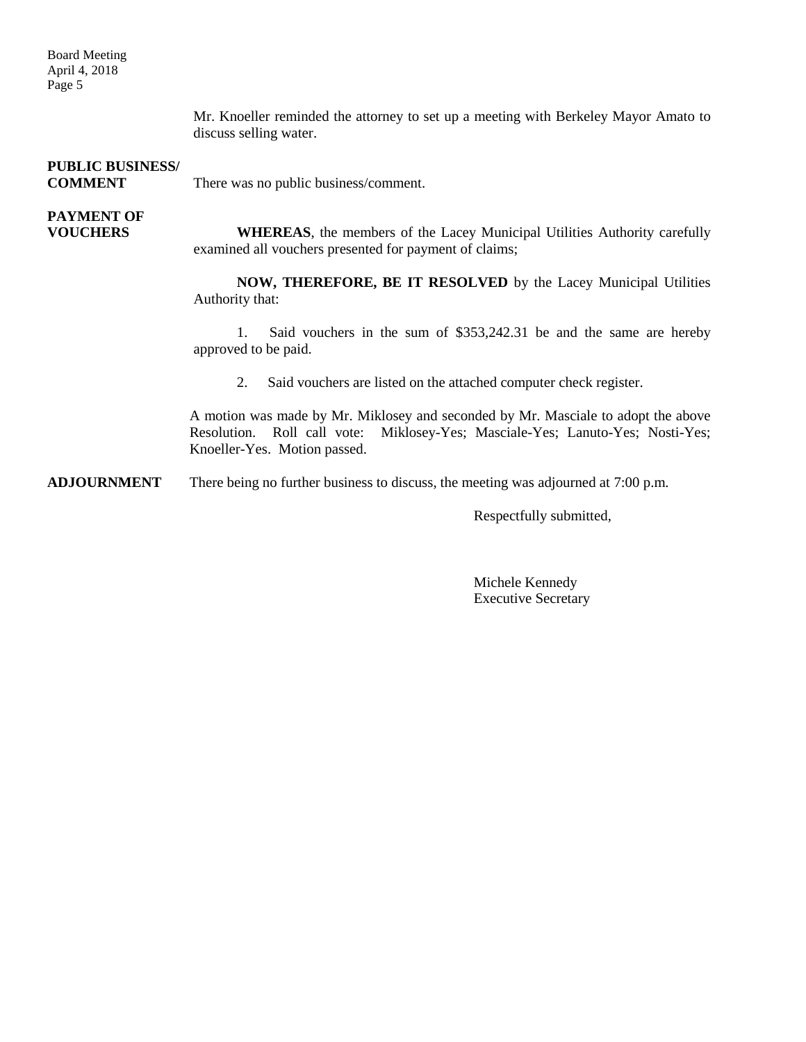Mr. Knoeller reminded the attorney to set up a meeting with Berkeley Mayor Amato to discuss selling water.

**PUBLIC BUSINESS/ COMMENT**

There was no public business/comment.

**PAYMENT OF VOUCHERS**

**WHEREAS**, the members of the Lacey Municipal Utilities Authority carefully examined all vouchers presented for payment of claims;

**NOW, THEREFORE, BE IT RESOLVED** by the Lacey Municipal Utilities Authority that:

1. Said vouchers in the sum of $353,242.31 be and the same are hereby approved to be paid.

2. Said vouchers are listed on the attached computer check register.

A motion was made by Mr. Miklosey and seconded by Mr. Masciale to adopt the above Resolution. Roll call vote: Miklosey-Yes; Masciale-Yes; Lanuto-Yes; Nosti-Yes; Knoeller-Yes. Motion passed.

**ADJOURNMENT**

There being no further business to discuss, the meeting was adjourned at 7:00 p.m.

Respectfully submitted,

Michele Kennedy
Executive Secretary